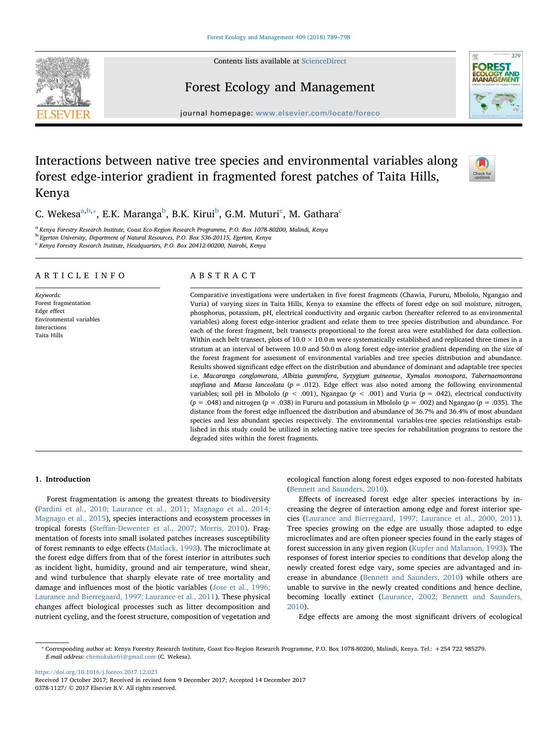# Interactions between native tree species and environmental variables along forest edge-interior gradient in fragmented forest patches of Taita Hills, Kenya

C. Wekesa[a,b,*], E.K. Maranga[b], B.K. Kirui[b], G.M. Muturi[c], M. Gathara[c]

[a] Kenya Forestry Research Institute, Coast Eco-Region Research Programme, P.O. Box 1078-80200, Malindi, Kenya
[b] Egerton University, Department of Natural Resources, P.O. Box 536-20115, Egerton, Kenya
[c] Kenya Forestry Research Institute, Headquarters, P.O. Box 20412-00200, Nairobi, Kenya

## ARTICLE INFO

*Keywords:*
Forest fragmentation
Edge effect
Environmental variables
Interactions
Taita Hills

## ABSTRACT

Comparative investigations were undertaken in five forest fragments (Chawia, Fururu, Mbololo, Ngangao and Vuria) of varying sizes in Taita Hills, Kenya to examine the effects of forest edge on soil moisture, nitrogen, phosphorus, potassium, pH, electrical conductivity and organic carbon (hereafter referred to as environmental variables) along forest edge-interior gradient and relate them to tree species distribution and abundance. For each of the forest fragment, belt transects proportional to the forest area were established for data collection. Within each belt transect, plots of 10.0 × 10.0 m were systematically established and replicated three times in a stratum at an interval of between 10.0 and 50.0 m along forest edge-interior gradient depending on the size of the forest fragment for assessment of environmental variables and tree species distribution and abundance. Results showed significant edge effect on the distribution and abundance of dominant and adaptable tree species i.e. *Macaranga conglomerata*, *Albizia gummifera*, *Syzygium guineense*, *Xymalos monospora*, *Tabernaemontana stapfiana* and *Maesa lanceolata* ($p = .012$). Edge effect was also noted among the following environmental variables; soil pH in Mbololo ($p < .001$), Ngangao ($p < .001$) and Vuria ($p = .042$), electrical conductivity ($p = .048$) and nitrogen ($p = .038$) in Fururu and potassium in Mbololo ($p = .002$) and Ngangao ($p = .035$). The distance from the forest edge influenced the distribution and abundance of 36.7% and 36.4% of most abundant species and less abundant species respectively. The environmental variables-tree species relationships established in this study could be utilized in selecting native tree species for rehabilitation programs to restore the degraded sites within the forest fragments.

## 1. Introduction

Forest fragmentation is among the greatest threats to biodiversity (Pardini et al., 2010; Laurance et al., 2011; Magnago et al., 2014; Magnago et al., 2015), species interactions and ecosystem processes in tropical forests (Steffan-Dewenter et al., 2007; Morris, 2010). Fragmentation of forests into small isolated patches increases susceptibility of forest remnants to edge effects (Matlack, 1993). The microclimate at the forest edge differs from that of the forest interior in attributes such as incident light, humidity, ground and air temperature, wind shear, and wind turbulence that sharply elevate rate of tree mortality and damage and influences most of the biotic variables (Jose et al., 1996; Laurance and Bierregaard, 1997; Laurance et al., 2011). These physical changes affect biological processes such as litter decomposition and nutrient cycling, and the forest structure, composition of vegetation and ecological function along forest edges exposed to non-forested habitats (Bennett and Saunders, 2010).

Effects of increased forest edge alter species interactions by increasing the degree of interaction among edge and forest interior species (Laurance and Bierregaard, 1997; Laurance et al., 2000, 2011). Tree species growing on the edge are usually those adapted to edge microclimates and are often pioneer species found in the early stages of forest succession in any given region (Kupfer and Malanson, 1993). The responses of forest interior species to conditions that develop along the newly created forest edge vary, some species are advantaged and increase in abundance (Bennett and Saunders, 2010) while others are unable to survive in the newly created conditions and hence decline, becoming locally extinct (Laurance, 2002; Bennett and Saunders, 2010).

Edge effects are among the most significant drivers of ecological

* Corresponding author at: Kenya Forestry Research Institute, Coast Eco-Region Research Programme, P.O. Box 1078-80200, Malindi, Kenya. Tel.: +254 722 985279.
*E-mail address:* chemukukefri@gmail.com (C. Wekesa).

https://doi.org/10.1016/j.foreco.2017.12.023
Received 17 October 2017; Received in revised form 9 December 2017; Accepted 14 December 2017
0378-1127/ © 2017 Elsevier B.V. All rights reserved.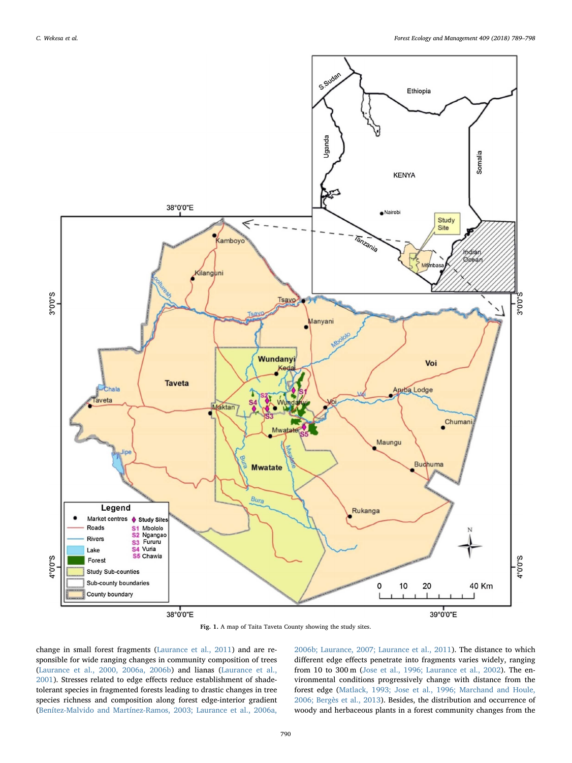Fig. 1. A map of Taita Taveta County showing the study sites.

change in small forest fragments (Laurance et al., 2011) and are responsible for wide ranging changes in community composition of trees (Laurance et al., 2000, 2006a, 2006b) and lianas (Laurance et al., 2001). Stresses related to edge effects reduce establishment of shade-tolerant species in fragmented forests leading to drastic changes in tree species richness and composition along forest edge-interior gradient (Benítez-Malvido and Martínez-Ramos, 2003; Laurance et al., 2006a, 2006b; Laurance, 2007; Laurance et al., 2011). The distance to which different edge effects penetrate into fragments varies widely, ranging from 10 to 300 m (Jose et al., 1996; Laurance et al., 2002). The environmental conditions progressively change with distance from the forest edge (Matlack, 1993; Jose et al., 1996; Marchand and Houle, 2006; Bergès et al., 2013). Besides, the distribution and occurrence of woody and herbaceous plants in a forest community changes from the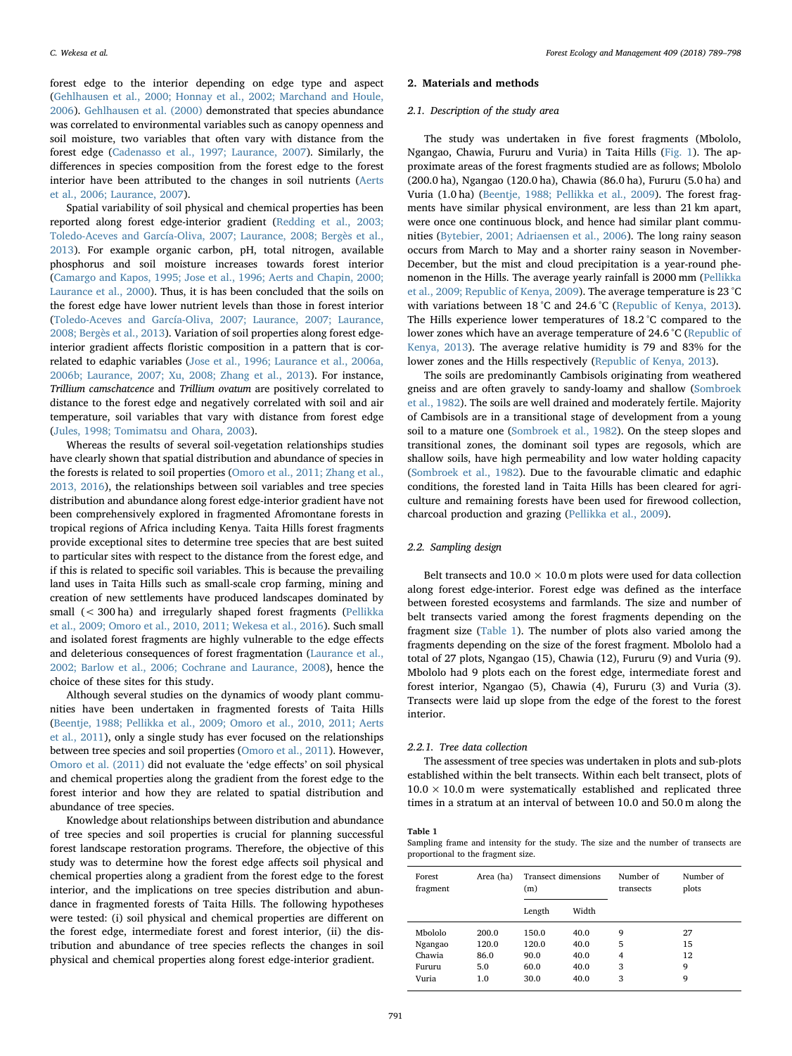forest edge to the interior depending on edge type and aspect (Gehlhausen et al., 2000; Honnay et al., 2002; Marchand and Houle, 2006). Gehlhausen et al. (2000) demonstrated that species abundance was correlated to environmental variables such as canopy openness and soil moisture, two variables that often vary with distance from the forest edge (Cadenasso et al., 1997; Laurance, 2007). Similarly, the differences in species composition from the forest edge to the forest interior have been attributed to the changes in soil nutrients (Aerts et al., 2006; Laurance, 2007).

Spatial variability of soil physical and chemical properties has been reported along forest edge-interior gradient (Redding et al., 2003; Toledo-Aceves and García-Oliva, 2007; Laurance, 2008; Bergès et al., 2013). For example organic carbon, pH, total nitrogen, available phosphorus and soil moisture increases towards forest interior (Camargo and Kapos, 1995; Jose et al., 1996; Aerts and Chapin, 2000; Laurance et al., 2000). Thus, it is has been concluded that the soils on the forest edge have lower nutrient levels than those in forest interior (Toledo-Aceves and García-Oliva, 2007; Laurance, 2007; Laurance, 2008; Bergès et al., 2013). Variation of soil properties along forest edge-interior gradient affects floristic composition in a pattern that is correlated to edaphic variables (Jose et al., 1996; Laurance et al., 2006a, 2006b; Laurance, 2007; Xu, 2008; Zhang et al., 2013). For instance, *Trillium camschatcence* and *Trillium ovatum* are positively correlated to distance to the forest edge and negatively correlated with soil and air temperature, soil variables that vary with distance from forest edge (Jules, 1998; Tomimatsu and Ohara, 2003).

Whereas the results of several soil-vegetation relationships studies have clearly shown that spatial distribution and abundance of species in the forests is related to soil properties (Omoro et al., 2011; Zhang et al., 2013, 2016), the relationships between soil variables and tree species distribution and abundance along forest edge-interior gradient have not been comprehensively explored in fragmented Afromontane forests in tropical regions of Africa including Kenya. Taita Hills forest fragments provide exceptional sites to determine tree species that are best suited to particular sites with respect to the distance from the forest edge, and if this is related to specific soil variables. This is because the prevailing land uses in Taita Hills such as small-scale crop farming, mining and creation of new settlements have produced landscapes dominated by small (< 300 ha) and irregularly shaped forest fragments (Pellikka et al., 2009; Omoro et al., 2010, 2011; Wekesa et al., 2016). Such small and isolated forest fragments are highly vulnerable to the edge effects and deleterious consequences of forest fragmentation (Laurance et al., 2002; Barlow et al., 2006; Cochrane and Laurance, 2008), hence the choice of these sites for this study.

Although several studies on the dynamics of woody plant communities have been undertaken in fragmented forests of Taita Hills (Beentje, 1988; Pellikka et al., 2009; Omoro et al., 2010, 2011; Aerts et al., 2011), only a single study has ever focused on the relationships between tree species and soil properties (Omoro et al., 2011). However, Omoro et al. (2011) did not evaluate the 'edge effects' on soil physical and chemical properties along the gradient from the forest edge to the forest interior and how they are related to spatial distribution and abundance of tree species.

Knowledge about relationships between distribution and abundance of tree species and soil properties is crucial for planning successful forest landscape restoration programs. Therefore, the objective of this study was to determine how the forest edge affects soil physical and chemical properties along a gradient from the forest edge to the forest interior, and the implications on tree species distribution and abundance in fragmented forests of Taita Hills. The following hypotheses were tested: (i) soil physical and chemical properties are different on the forest edge, intermediate forest and forest interior, (ii) the distribution and abundance of tree species reflects the changes in soil physical and chemical properties along forest edge-interior gradient.

## 2. Materials and methods

### 2.1. Description of the study area

The study was undertaken in five forest fragments (Mbololo, Ngangao, Chawia, Fururu and Vuria) in Taita Hills (Fig. 1). The approximate areas of the forest fragments studied are as follows; Mbololo (200.0 ha), Ngangao (120.0 ha), Chawia (86.0 ha), Fururu (5.0 ha) and Vuria (1.0 ha) (Beentje, 1988; Pellikka et al., 2009). The forest fragments have similar physical environment, are less than 21 km apart, were once one continuous block, and hence had similar plant communities (Bytebier, 2001; Adriaensen et al., 2006). The long rainy season occurs from March to May and a shorter rainy season in November-December, but the mist and cloud precipitation is a year-round phenomenon in the Hills. The average yearly rainfall is 2000 mm (Pellikka et al., 2009; Republic of Kenya, 2009). The average temperature is 23 °C with variations between 18 °C and 24.6 °C (Republic of Kenya, 2013). The Hills experience lower temperatures of 18.2 °C compared to the lower zones which have an average temperature of 24.6 °C (Republic of Kenya, 2013). The average relative humidity is 79 and 83% for the lower zones and the Hills respectively (Republic of Kenya, 2013).

The soils are predominantly Cambisols originating from weathered gneiss and are often gravely to sandy-loamy and shallow (Sombroek et al., 1982). The soils are well drained and moderately fertile. Majority of Cambisols are in a transitional stage of development from a young soil to a mature one (Sombroek et al., 1982). On the steep slopes and transitional zones, the dominant soil types are regosols, which are shallow soils, have high permeability and low water holding capacity (Sombroek et al., 1982). Due to the favourable climatic and edaphic conditions, the forested land in Taita Hills has been cleared for agriculture and remaining forests have been used for firewood collection, charcoal production and grazing (Pellikka et al., 2009).

### 2.2. Sampling design

Belt transects and 10.0 × 10.0 m plots were used for data collection along forest edge-interior. Forest edge was defined as the interface between forested ecosystems and farmlands. The size and number of belt transects varied among the forest fragments depending on the fragment size (Table 1). The number of plots also varied among the fragments depending on the size of the forest fragment. Mbololo had a total of 27 plots, Ngangao (15), Chawia (12), Fururu (9) and Vuria (9). Mbololo had 9 plots each on the forest edge, intermediate forest and forest interior, Ngangao (5), Chawia (4), Fururu (3) and Vuria (3). Transects were laid up slope from the edge of the forest to the forest interior.

#### 2.2.1. Tree data collection

The assessment of tree species was undertaken in plots and sub-plots established within the belt transects. Within each belt transect, plots of 10.0 × 10.0 m were systematically established and replicated three times in a stratum at an interval of between 10.0 and 50.0 m along the

**Table 1**
Sampling frame and intensity for the study. The size and the number of transects are proportional to the fragment size.

| Forest fragment | Area (ha) | Transect dimensions (m) | | Number of transects | Number of plots |
|---|---|---|---|---|---|
| | | Length | Width | | |
| Mbololo | 200.0 | 150.0 | 40.0 | 9 | 27 |
| Ngangao | 120.0 | 120.0 | 40.0 | 5 | 15 |
| Chawia | 86.0 | 90.0 | 40.0 | 4 | 12 |
| Fururu | 5.0 | 60.0 | 40.0 | 3 | 9 |
| Vuria | 1.0 | 30.0 | 40.0 | 3 | 9 |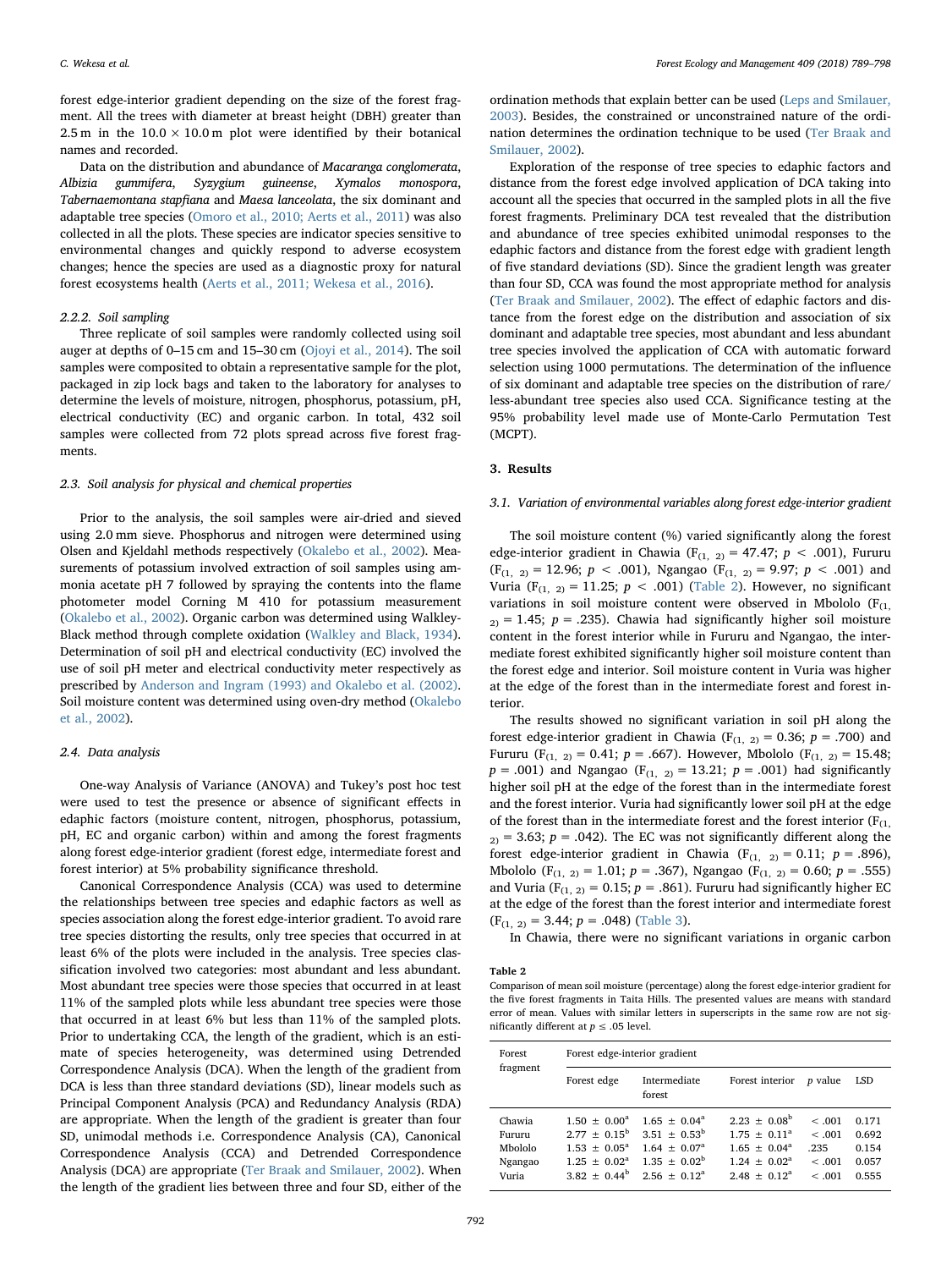forest edge-interior gradient depending on the size of the forest fragment. All the trees with diameter at breast height (DBH) greater than 2.5 m in the 10.0 × 10.0 m plot were identified by their botanical names and recorded.

Data on the distribution and abundance of *Macaranga conglomerata*, *Albizia gummifera*, *Syzygium guineense*, *Xymalos monospora*, *Tabernaemontana stapfiana* and *Maesa lanceolata*, the six dominant and adaptable tree species (Omoro et al., 2010; Aerts et al., 2011) was also collected in all the plots. These species are indicator species sensitive to environmental changes and quickly respond to adverse ecosystem changes; hence the species are used as a diagnostic proxy for natural forest ecosystems health (Aerts et al., 2011; Wekesa et al., 2016).

#### 2.2.2. Soil sampling

Three replicate of soil samples were randomly collected using soil auger at depths of 0–15 cm and 15–30 cm (Ojoyi et al., 2014). The soil samples were composited to obtain a representative sample for the plot, packaged in zip lock bags and taken to the laboratory for analyses to determine the levels of moisture, nitrogen, phosphorus, potassium, pH, electrical conductivity (EC) and organic carbon. In total, 432 soil samples were collected from 72 plots spread across five forest fragments.

### 2.3. Soil analysis for physical and chemical properties

Prior to the analysis, the soil samples were air-dried and sieved using 2.0 mm sieve. Phosphorus and nitrogen were determined using Olsen and Kjeldahl methods respectively (Okalebo et al., 2002). Measurements of potassium involved extraction of soil samples using ammonia acetate pH 7 followed by spraying the contents into the flame photometer model Corning M 410 for potassium measurement (Okalebo et al., 2002). Organic carbon was determined using Walkley-Black method through complete oxidation (Walkley and Black, 1934). Determination of soil pH and electrical conductivity (EC) involved the use of soil pH meter and electrical conductivity meter respectively as prescribed by Anderson and Ingram (1993) and Okalebo et al. (2002). Soil moisture content was determined using oven-dry method (Okalebo et al., 2002).

### 2.4. Data analysis

One-way Analysis of Variance (ANOVA) and Tukey's post hoc test were used to test the presence or absence of significant effects in edaphic factors (moisture content, nitrogen, phosphorus, potassium, pH, EC and organic carbon) within and among the forest fragments along forest edge-interior gradient (forest edge, intermediate forest and forest interior) at 5% probability significance threshold.

Canonical Correspondence Analysis (CCA) was used to determine the relationships between tree species and edaphic factors as well as species association along the forest edge-interior gradient. To avoid rare tree species distorting the results, only tree species that occurred in at least 6% of the plots were included in the analysis. Tree species classification involved two categories: most abundant and less abundant. Most abundant tree species were those species that occurred in at least 11% of the sampled plots while less abundant tree species were those that occurred in at least 6% but less than 11% of the sampled plots. Prior to undertaking CCA, the length of the gradient, which is an estimate of species heterogeneity, was determined using Detrended Correspondence Analysis (DCA). When the length of the gradient from DCA is less than three standard deviations (SD), linear models such as Principal Component Analysis (PCA) and Redundancy Analysis (RDA) are appropriate. When the length of the gradient is greater than four SD, unimodal methods i.e. Correspondence Analysis (CA), Canonical Correspondence Analysis (CCA) and Detrended Correspondence Analysis (DCA) are appropriate (Ter Braak and Smilauer, 2002). When the length of the gradient lies between three and four SD, either of the ordination methods that explain better can be used (Leps and Smilauer, 2003). Besides, the constrained or unconstrained nature of the ordination determines the ordination technique to be used (Ter Braak and Smilauer, 2002).

Exploration of the response of tree species to edaphic factors and distance from the forest edge involved application of DCA taking into account all the species that occurred in the sampled plots in all the five forest fragments. Preliminary DCA test revealed that the distribution and abundance of tree species exhibited unimodal responses to the edaphic factors and distance from the forest edge with gradient length of five standard deviations (SD). Since the gradient length was greater than four SD, CCA was found the most appropriate method for analysis (Ter Braak and Smilauer, 2002). The effect of edaphic factors and distance from the forest edge on the distribution and association of six dominant and adaptable tree species, most abundant and less abundant tree species involved the application of CCA with automatic forward selection using 1000 permutations. The determination of the influence of six dominant and adaptable tree species on the distribution of rare/less-abundant tree species also used CCA. Significance testing at the 95% probability level made use of Monte-Carlo Permutation Test (MCPT).

## 3. Results

### 3.1. Variation of environmental variables along forest edge-interior gradient

The soil moisture content (%) varied significantly along the forest edge-interior gradient in Chawia ($F_{(1,\ 2)} = 47.47$; $p < .001$), Fururu ($F_{(1,\ 2)} = 12.96$; $p < .001$), Ngangao ($F_{(1,\ 2)} = 9.97$; $p < .001$) and Vuria ($F_{(1,\ 2)} = 11.25$; $p < .001$) (Table 2). However, no significant variations in soil moisture content were observed in Mbololo ($F_{(1,\ 2)} = 1.45$; $p = .235$). Chawia had significantly higher soil moisture content in the forest interior while in Fururu and Ngangao, the intermediate forest exhibited significantly higher soil moisture content than the forest edge and interior. Soil moisture content in Vuria was higher at the edge of the forest than in the intermediate forest and forest interior.

The results showed no significant variation in soil pH along the forest edge-interior gradient in Chawia ($F_{(1,\ 2)} = 0.36$; $p = .700$) and Fururu ($F_{(1,\ 2)} = 0.41$; $p = .667$). However, Mbololo ($F_{(1,\ 2)} = 15.48$; $p = .001$) and Ngangao ($F_{(1,\ 2)} = 13.21$; $p = .001$) had significantly higher soil pH at the edge of the forest than in the intermediate forest and the forest interior. Vuria had significantly lower soil pH at the edge of the forest than in the intermediate forest and the forest interior ($F_{(1,\ 2)} = 3.63$; $p = .042$). The EC was not significantly different along the forest edge-interior gradient in Chawia ($F_{(1,\ 2)} = 0.11$; $p = .896$), Mbololo ($F_{(1,\ 2)} = 1.01$; $p = .367$), Ngangao ($F_{(1,\ 2)} = 0.60$; $p = .555$) and Vuria ($F_{(1,\ 2)} = 0.15$; $p = .861$). Fururu had significantly higher EC at the edge of the forest than the forest interior and intermediate forest ($F_{(1,\ 2)} = 3.44$; $p = .048$) (Table 3).

In Chawia, there were no significant variations in organic carbon

**Table 2**
Comparison of mean soil moisture (percentage) along the forest edge-interior gradient for the five forest fragments in Taita Hills. The presented values are means with standard error of mean. Values with similar letters in superscripts in the same row are not significantly different at $p \le .05$ level.

| Forest fragment | Forest edge-interior gradient | | | | |
|---|---|---|---|---|---|
| | Forest edge | Intermediate forest | Forest interior | *p* value | LSD |
| Chawia | $1.50 \pm 0.00^{a}$ | $1.65 \pm 0.04^{a}$ | $2.23 \pm 0.08^{b}$ | < .001 | 0.171 |
| Fururu | $2.77 \pm 0.15^{b}$ | $3.51 \pm 0.53^{b}$ | $1.75 \pm 0.11^{a}$ | < .001 | 0.692 |
| Mbololo | $1.53 \pm 0.05^{a}$ | $1.64 \pm 0.07^{a}$ | $1.65 \pm 0.04^{a}$ | .235 | 0.154 |
| Ngangao | $1.25 \pm 0.02^{a}$ | $1.35 \pm 0.02^{b}$ | $1.24 \pm 0.02^{a}$ | < .001 | 0.057 |
| Vuria | $3.82 \pm 0.44^{b}$ | $2.56 \pm 0.12^{a}$ | $2.48 \pm 0.12^{a}$ | < .001 | 0.555 |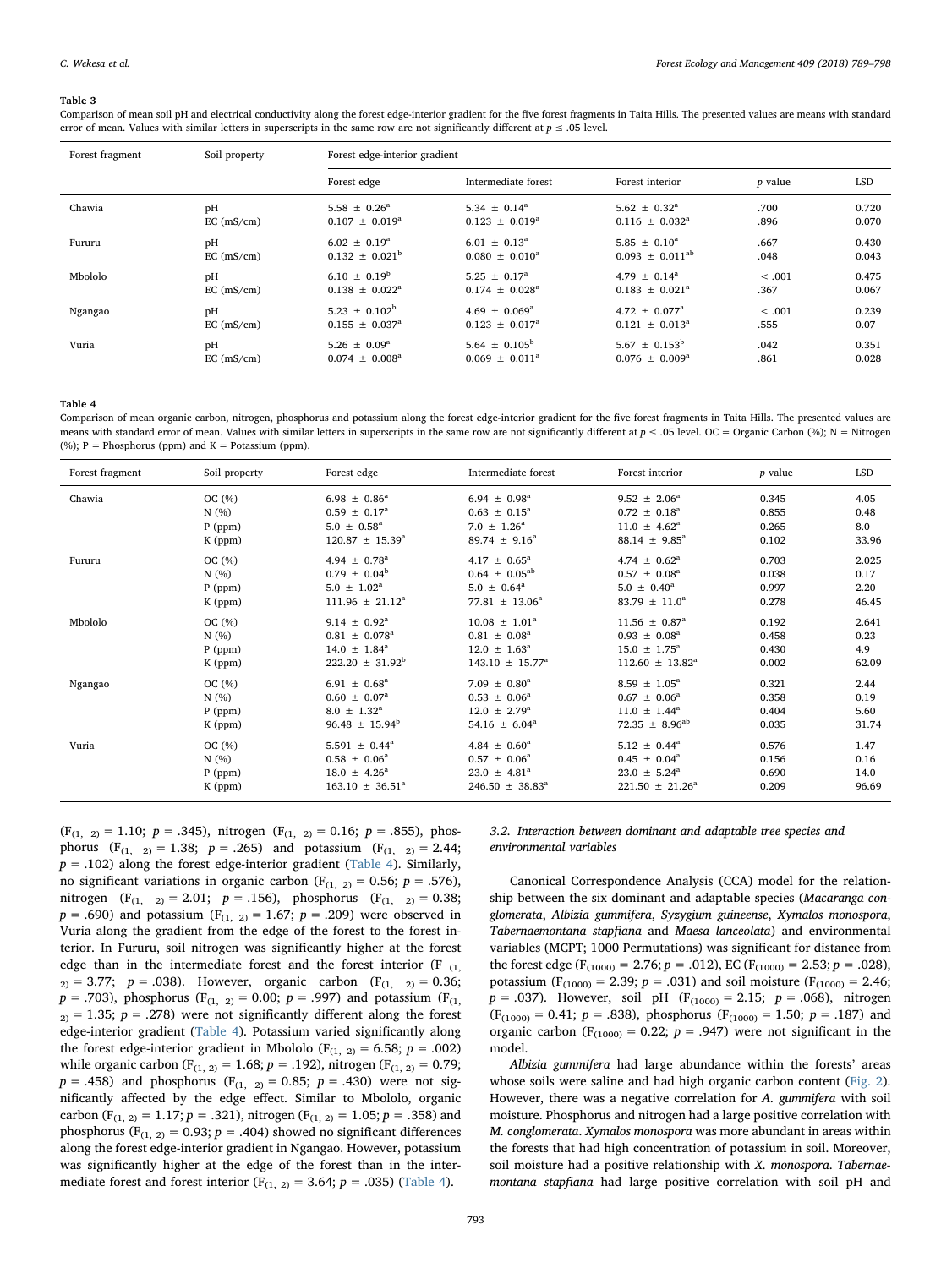**Table 3**

Comparison of mean soil pH and electrical conductivity along the forest edge-interior gradient for the five forest fragments in Taita Hills. The presented values are means with standard error of mean. Values with similar letters in superscripts in the same row are not significantly different at $p \leq .05$ level.

| Forest fragment | Soil property | Forest edge-interior gradient | | | | |
|---|---|---|---|---|---|---|
| | | Forest edge | Intermediate forest | Forest interior | *p* value | LSD |
| Chawia | pH | $5.58 \pm 0.26^a$ | $5.34 \pm 0.14^a$ | $5.62 \pm 0.32^a$ | .700 | 0.720 |
| | EC (mS/cm) | $0.107 \pm 0.019^a$ | $0.123 \pm 0.019^a$ | $0.116 \pm 0.032^a$ | .896 | 0.070 |
| Fururu | pH | $6.02 \pm 0.19^a$ | $6.01 \pm 0.13^a$ | $5.85 \pm 0.10^a$ | .667 | 0.430 |
| | EC (mS/cm) | $0.132 \pm 0.021^b$ | $0.080 \pm 0.010^a$ | $0.093 \pm 0.011^{ab}$ | .048 | 0.043 |
| Mbololo | pH | $6.10 \pm 0.19^b$ | $5.25 \pm 0.17^a$ | $4.79 \pm 0.14^a$ | < .001 | 0.475 |
| | EC (mS/cm) | $0.138 \pm 0.022^a$ | $0.174 \pm 0.028^a$ | $0.183 \pm 0.021^a$ | .367 | 0.067 |
| Ngangao | pH | $5.23 \pm 0.102^b$ | $4.69 \pm 0.069^a$ | $4.72 \pm 0.077^a$ | < .001 | 0.239 |
| | EC (mS/cm) | $0.155 \pm 0.037^a$ | $0.123 \pm 0.017^a$ | $0.121 \pm 0.013^a$ | .555 | 0.07 |
| Vuria | pH | $5.26 \pm 0.09^a$ | $5.64 \pm 0.105^b$ | $5.67 \pm 0.153^b$ | .042 | 0.351 |
| | EC (mS/cm) | $0.074 \pm 0.008^a$ | $0.069 \pm 0.011^a$ | $0.076 \pm 0.009^a$ | .861 | 0.028 |

**Table 4**

Comparison of mean organic carbon, nitrogen, phosphorus and potassium along the forest edge-interior gradient for the five forest fragments in Taita Hills. The presented values are means with standard error of mean. Values with similar letters in superscripts in the same row are not significantly different at $p \leq .05$ level. OC = Organic Carbon (%); N = Nitrogen (%); P = Phosphorus (ppm) and K = Potassium (ppm).

| Forest fragment | Soil property | Forest edge | Intermediate forest | Forest interior | *p* value | LSD |
|---|---|---|---|---|---|---|
| Chawia | OC (%) | $6.98 \pm 0.86^a$ | $6.94 \pm 0.98^a$ | $9.52 \pm 2.06^a$ | 0.345 | 4.05 |
| | N (%) | $0.59 \pm 0.17^a$ | $0.63 \pm 0.15^a$ | $0.72 \pm 0.18^a$ | 0.855 | 0.48 |
| | P (ppm) | $5.0 \pm 0.58^a$ | $7.0 \pm 1.26^a$ | $11.0 \pm 4.62^a$ | 0.265 | 8.0 |
| | K (ppm) | $120.87 \pm 15.39^a$ | $89.74 \pm 9.16^a$ | $88.14 \pm 9.85^a$ | 0.102 | 33.96 |
| Fururu | OC (%) | $4.94 \pm 0.78^a$ | $4.17 \pm 0.65^a$ | $4.74 \pm 0.62^a$ | 0.703 | 2.025 |
| | N (%) | $0.79 \pm 0.04^b$ | $0.64 \pm 0.05^{ab}$ | $0.57 \pm 0.08^a$ | 0.038 | 0.17 |
| | P (ppm) | $5.0 \pm 1.02^a$ | $5.0 \pm 0.64^a$ | $5.0 \pm 0.40^a$ | 0.997 | 2.20 |
| | K (ppm) | $111.96 \pm 21.12^a$ | $77.81 \pm 13.06^a$ | $83.79 \pm 11.0^a$ | 0.278 | 46.45 |
| Mbololo | OC (%) | $9.14 \pm 0.92^a$ | $10.08 \pm 1.01^a$ | $11.56 \pm 0.87^a$ | 0.192 | 2.641 |
| | N (%) | $0.81 \pm 0.078^a$ | $0.81 \pm 0.08^a$ | $0.93 \pm 0.08^a$ | 0.458 | 0.23 |
| | P (ppm) | $14.0 \pm 1.84^a$ | $12.0 \pm 1.63^a$ | $15.0 \pm 1.75^a$ | 0.430 | 4.9 |
| | K (ppm) | $222.20 \pm 31.92^b$ | $143.10 \pm 15.77^a$ | $112.60 \pm 13.82^a$ | 0.002 | 62.09 |
| Ngangao | OC (%) | $6.91 \pm 0.68^a$ | $7.09 \pm 0.80^a$ | $8.59 \pm 1.05^a$ | 0.321 | 2.44 |
| | N (%) | $0.60 \pm 0.07^a$ | $0.53 \pm 0.06^a$ | $0.67 \pm 0.06^a$ | 0.358 | 0.19 |
| | P (ppm) | $8.0 \pm 1.32^a$ | $12.0 \pm 2.79^a$ | $11.0 \pm 1.44^a$ | 0.404 | 5.60 |
| | K (ppm) | $96.48 \pm 15.94^b$ | $54.16 \pm 6.04^a$ | $72.35 \pm 8.96^{ab}$ | 0.035 | 31.74 |
| Vuria | OC (%) | $5.591 \pm 0.44^a$ | $4.84 \pm 0.60^a$ | $5.12 \pm 0.44^a$ | 0.576 | 1.47 |
| | N (%) | $0.58 \pm 0.06^a$ | $0.57 \pm 0.06^a$ | $0.45 \pm 0.04^a$ | 0.156 | 0.16 |
| | P (ppm) | $18.0 \pm 4.26^a$ | $23.0 \pm 4.81^a$ | $23.0 \pm 5.24^a$ | 0.690 | 14.0 |
| | K (ppm) | $163.10 \pm 36.51^a$ | $246.50 \pm 38.83^a$ | $221.50 \pm 21.26^a$ | 0.209 | 96.69 |

($F_{(1, 2)} = 1.10$; $p = .345$), nitrogen ($F_{(1, 2)} = 0.16$; $p = .855$), phosphorus ($F_{(1, 2)} = 1.38$; $p = .265$) and potassium ($F_{(1, 2)} = 2.44$; $p = .102$) along the forest edge-interior gradient (Table 4). Similarly, no significant variations in organic carbon ($F_{(1, 2)} = 0.56$; $p = .576$), nitrogen ($F_{(1, 2)} = 2.01$; $p = .156$), phosphorus ($F_{(1, 2)} = 0.38$; $p = .690$) and potassium ($F_{(1, 2)} = 1.67$; $p = .209$) were observed in Vuria along the gradient from the edge of the forest to the forest interior. In Fururu, soil nitrogen was significantly higher at the forest edge than in the intermediate forest and the forest interior ($F_{(1, 2)} = 3.77$; $p = .038$). However, organic carbon ($F_{(1, 2)} = 0.36$; $p = .703$), phosphorus ($F_{(1, 2)} = 0.00$; $p = .997$) and potassium ($F_{(1, 2)} = 1.35$; $p = .278$) were not significantly different along the forest edge-interior gradient (Table 4). Potassium varied significantly along the forest edge-interior gradient in Mbololo ($F_{(1, 2)} = 6.58$; $p = .002$) while organic carbon ($F_{(1, 2)} = 1.68$; $p = .192$), nitrogen ($F_{(1, 2)} = 0.79$; $p = .458$) and phosphorus ($F_{(1, 2)} = 0.85$; $p = .430$) were not significantly affected by the edge effect. Similar to Mbololo, organic carbon ($F_{(1, 2)} = 1.17$; $p = .321$), nitrogen ($F_{(1, 2)} = 1.05$; $p = .358$) and phosphorus ($F_{(1, 2)} = 0.93$; $p = .404$) showed no significant differences along the forest edge-interior gradient in Ngangao. However, potassium was significantly higher at the edge of the forest than in the intermediate forest and forest interior ($F_{(1, 2)} = 3.64$; $p = .035$) (Table 4).

### 3.2. Interaction between dominant and adaptable tree species and environmental variables

Canonical Correspondence Analysis (CCA) model for the relationship between the six dominant and adaptable species (*Macaranga conglomerata*, *Albizia gummifera*, *Syzygium guineense*, *Xymalos monospora*, *Tabernaemontana stapfiana* and *Maesa lanceolata*) and environmental variables (MCPT; 1000 Permutations) was significant for distance from the forest edge ($F_{(1000)} = 2.76$; $p = .012$), EC ($F_{(1000)} = 2.53$; $p = .028$), potassium ($F_{(1000)} = 2.39$; $p = .031$) and soil moisture ($F_{(1000)} = 2.46$; $p = .037$). However, soil pH ($F_{(1000)} = 2.15$; $p = .068$), nitrogen ($F_{(1000)} = 0.41$; $p = .838$), phosphorus ($F_{(1000)} = 1.50$; $p = .187$) and organic carbon ($F_{(1000)} = 0.22$; $p = .947$) were not significant in the model.

*Albizia gummifera* had large abundance within the forests' areas whose soils were saline and had high organic carbon content (Fig. 2). However, there was a negative correlation for *A. gummifera* with soil moisture. Phosphorus and nitrogen had a large positive correlation with *M. conglomerata*. *Xymalos monospora* was more abundant in areas within the forests that had high concentration of potassium in soil. Moreover, soil moisture had a positive relationship with *X. monospora*. *Tabernaemontana stapfiana* had large positive correlation with soil pH and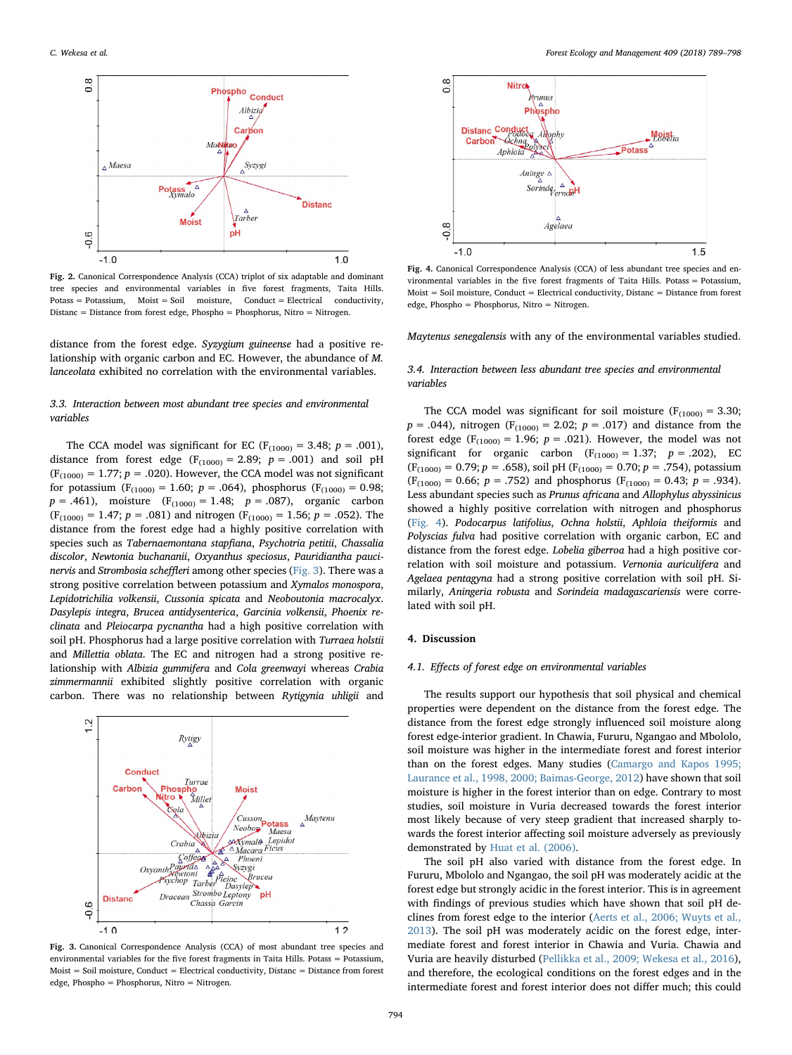Fig. 2. Canonical Correspondence Analysis (CCA) triplot of six adaptable and dominant tree species and environmental variables in five forest fragments, Taita Hills. Potass = Potassium, Moist = Soil moisture, Conduct = Electrical conductivity, Distanc = Distance from forest edge, Phospho = Phosphorus, Nitro = Nitrogen.

distance from the forest edge. *Syzygium guineense* had a positive relationship with organic carbon and EC. However, the abundance of *M. lanceolata* exhibited no correlation with the environmental variables.

### 3.3. Interaction between most abundant tree species and environmental variables

The CCA model was significant for EC ($F_{(1000)} = 3.48$; $p = .001$), distance from forest edge ($F_{(1000)} = 2.89$; $p = .001$) and soil pH ($F_{(1000)} = 1.77$; $p = .020$). However, the CCA model was not significant for potassium ($F_{(1000)} = 1.60$; $p = .064$), phosphorus ($F_{(1000)} = 0.98$; $p = .461$), moisture ($F_{(1000)} = 1.48$; $p = .087$), organic carbon ($F_{(1000)} = 1.47$; $p = .081$) and nitrogen ($F_{(1000)} = 1.56$; $p = .052$). The distance from the forest edge had a highly positive correlation with species such as *Tabernaemontana stapfiana*, *Psychotria petitii*, *Chassalia discolor*, *Newtonia buchananii*, *Oxyanthus speciosus*, *Pauridiantha paucinervis* and *Strombosia scheffleri* among other species (Fig. 3). There was a strong positive correlation between potassium and *Xymalos monospora*, *Lepidotrichilia volkensii*, *Cussonia spicata* and *Neoboutonia macrocalyx*. *Dasylepis integra*, *Brucea antidysenterica*, *Garcinia volkensii*, *Phoenix reclinata* and *Pleiocarpa pycnantha* had a high positive correlation with soil pH. Phosphorus had a large positive correlation with *Turraea holstii* and *Millettia oblata*. The EC and nitrogen had a strong positive relationship with *Albizia gummifera* and *Cola greenwayi* whereas *Crabia zimmermannii* exhibited slightly positive correlation with organic carbon. There was no relationship between *Rytigynia uhligii* and *Maytenus senegalensis* with any of the environmental variables studied.

Fig. 3. Canonical Correspondence Analysis (CCA) of most abundant tree species and environmental variables for the five forest fragments in Taita Hills. Potass = Potassium, Moist = Soil moisture, Conduct = Electrical conductivity, Distanc = Distance from forest edge, Phospho = Phosphorus, Nitro = Nitrogen.

Fig. 4. Canonical Correspondence Analysis (CCA) of less abundant tree species and environmental variables in the five forest fragments of Taita Hills. Potass = Potassium, Moist = Soil moisture, Conduct = Electrical conductivity, Distanc = Distance from forest edge, Phospho = Phosphorus, Nitro = Nitrogen.

### 3.4. Interaction between less abundant tree species and environmental variables

The CCA model was significant for soil moisture ($F_{(1000)} = 3.30$; $p = .044$), nitrogen ($F_{(1000)} = 2.02$; $p = .017$) and distance from the forest edge ($F_{(1000)} = 1.96$; $p = .021$). However, the model was not significant for organic carbon ($F_{(1000)} = 1.37$; $p = .202$), EC ($F_{(1000)} = 0.79$; $p = .658$), soil pH ($F_{(1000)} = 0.70$; $p = .754$), potassium ($F_{(1000)} = 0.66$; $p = .752$) and phosphorus ($F_{(1000)} = 0.43$; $p = .934$). Less abundant species such as *Prunus africana* and *Allophylus abyssinicus* showed a highly positive correlation with nitrogen and phosphorus (Fig. 4). *Podocarpus latifolius*, *Ochna holstii*, *Aphloia theiformis* and *Polyscias fulva* had positive correlation with organic carbon, EC and distance from the forest edge. *Lobelia giberroa* had a high positive correlation with soil moisture and potassium. *Vernonia auriculifera* and *Agelaea pentagyna* had a strong positive correlation with soil pH. Similarly, *Aningeria robusta* and *Sorindeia madagascariensis* were correlated with soil pH.

## 4. Discussion

### 4.1. Effects of forest edge on environmental variables

The results support our hypothesis that soil physical and chemical properties were dependent on the distance from the forest edge. The distance from the forest edge strongly influenced soil moisture along forest edge-interior gradient. In Chawia, Fururu, Ngangao and Mbololo, soil moisture was higher in the intermediate forest and forest interior than on the forest edges. Many studies (Camargo and Kapos 1995; Laurance et al., 1998, 2000; Baimas-George, 2012) have shown that soil moisture is higher in the forest interior than on edge. Contrary to most studies, soil moisture in Vuria decreased towards the forest interior most likely because of very steep gradient that increased sharply towards the forest interior affecting soil moisture adversely as previously demonstrated by Huat et al. (2006).

The soil pH also varied with distance from the forest edge. In Fururu, Mbololo and Ngangao, the soil pH was moderately acidic at the forest edge but strongly acidic in the forest interior. This is in agreement with findings of previous studies which have shown that soil pH declines from forest edge to the interior (Aerts et al., 2006; Wuyts et al., 2013). The soil pH was moderately acidic on the forest edge, intermediate forest and forest interior in Chawia and Vuria. Chawia and Vuria are heavily disturbed (Pellikka et al., 2009; Wekesa et al., 2016), and therefore, the ecological conditions on the forest edges and in the intermediate forest and forest interior does not differ much; this could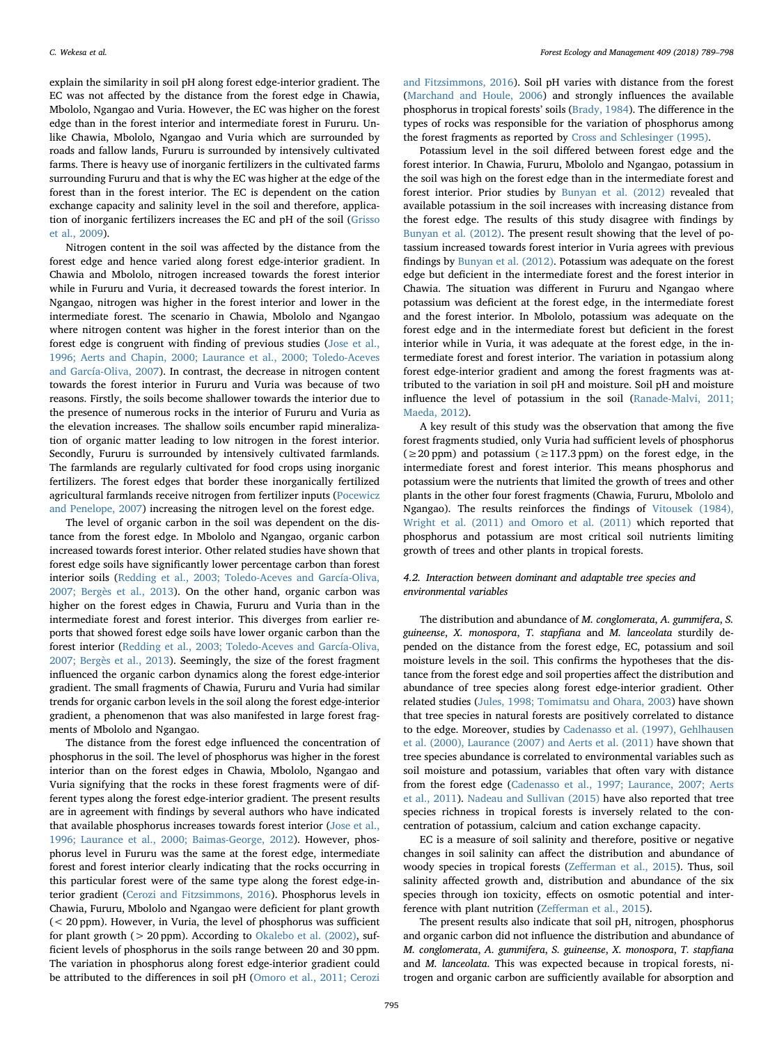explain the similarity in soil pH along forest edge-interior gradient. The EC was not affected by the distance from the forest edge in Chawia, Mbololo, Ngangao and Vuria. However, the EC was higher on the forest edge than in the forest interior and intermediate forest in Fururu. Unlike Chawia, Mbololo, Ngangao and Vuria which are surrounded by roads and fallow lands, Fururu is surrounded by intensively cultivated farms. There is heavy use of inorganic fertilizers in the cultivated farms surrounding Fururu and that is why the EC was higher at the edge of the forest than in the forest interior. The EC is dependent on the cation exchange capacity and salinity level in the soil and therefore, application of inorganic fertilizers increases the EC and pH of the soil (Grisso et al., 2009).

Nitrogen content in the soil was affected by the distance from the forest edge and hence varied along forest edge-interior gradient. In Chawia and Mbololo, nitrogen increased towards the forest interior while in Fururu and Vuria, it decreased towards the forest interior. In Ngangao, nitrogen was higher in the forest interior and lower in the intermediate forest. The scenario in Chawia, Mbololo and Ngangao where nitrogen content was higher in the forest interior than on the forest edge is congruent with finding of previous studies (Jose et al., 1996; Aerts and Chapin, 2000; Laurance et al., 2000; Toledo-Aceves and García-Oliva, 2007). In contrast, the decrease in nitrogen content towards the forest interior in Fururu and Vuria was because of two reasons. Firstly, the soils become shallower towards the interior due to the presence of numerous rocks in the interior of Fururu and Vuria as the elevation increases. The shallow soils encumber rapid mineralization of organic matter leading to low nitrogen in the forest interior. Secondly, Fururu is surrounded by intensively cultivated farmlands. The farmlands are regularly cultivated for food crops using inorganic fertilizers. The forest edges that border these inorganically fertilized agricultural farmlands receive nitrogen from fertilizer inputs (Pocewicz and Penelope, 2007) increasing the nitrogen level on the forest edge.

The level of organic carbon in the soil was dependent on the distance from the forest edge. In Mbololo and Ngangao, organic carbon increased towards forest interior. Other related studies have shown that forest edge soils have significantly lower percentage carbon than forest interior soils (Redding et al., 2003; Toledo-Aceves and García-Oliva, 2007; Bergès et al., 2013). On the other hand, organic carbon was higher on the forest edges in Chawia, Fururu and Vuria than in the intermediate forest and forest interior. This diverges from earlier reports that showed forest edge soils have lower organic carbon than the forest interior (Redding et al., 2003; Toledo-Aceves and García-Oliva, 2007; Bergès et al., 2013). Seemingly, the size of the forest fragment influenced the organic carbon dynamics along the forest edge-interior gradient. The small fragments of Chawia, Fururu and Vuria had similar trends for organic carbon levels in the soil along the forest edge-interior gradient, a phenomenon that was also manifested in large forest fragments of Mbololo and Ngangao.

The distance from the forest edge influenced the concentration of phosphorus in the soil. The level of phosphorus was higher in the forest interior than on the forest edges in Chawia, Mbololo, Ngangao and Vuria signifying that the rocks in these forest fragments were of different types along the forest edge-interior gradient. The present results are in agreement with findings by several authors who have indicated that available phosphorus increases towards forest interior (Jose et al., 1996; Laurance et al., 2000; Baimas-George, 2012). However, phosphorus level in Fururu was the same at the forest edge, intermediate forest and forest interior clearly indicating that the rocks occurring in this particular forest were of the same type along the forest edge-interior gradient (Cerozi and Fitzsimmons, 2016). Phosphorus levels in Chawia, Fururu, Mbololo and Ngangao were deficient for plant growth (< 20 ppm). However, in Vuria, the level of phosphorus was sufficient for plant growth (> 20 ppm). According to Okalebo et al. (2002), sufficient levels of phosphorus in the soils range between 20 and 30 ppm. The variation in phosphorus along forest edge-interior gradient could be attributed to the differences in soil pH (Omoro et al., 2011; Cerozi and Fitzsimmons, 2016). Soil pH varies with distance from the forest (Marchand and Houle, 2006) and strongly influences the available phosphorus in tropical forests' soils (Brady, 1984). The difference in the types of rocks was responsible for the variation of phosphorus among the forest fragments as reported by Cross and Schlesinger (1995).

Potassium level in the soil differed between forest edge and the forest interior. In Chawia, Fururu, Mbololo and Ngangao, potassium in the soil was high on the forest edge than in the intermediate forest and forest interior. Prior studies by Bunyan et al. (2012) revealed that available potassium in the soil increases with increasing distance from the forest edge. The results of this study disagree with findings by Bunyan et al. (2012). The present result showing that the level of potassium increased towards forest interior in Vuria agrees with previous findings by Bunyan et al. (2012). Potassium was adequate on the forest edge but deficient in the intermediate forest and the forest interior in Chawia. The situation was different in Fururu and Ngangao where potassium was deficient at the forest edge, in the intermediate forest and the forest interior. In Mbololo, potassium was adequate on the forest edge and in the intermediate forest but deficient in the forest interior while in Vuria, it was adequate at the forest edge, in the intermediate forest and forest interior. The variation in potassium along forest edge-interior gradient and among the forest fragments was attributed to the variation in soil pH and moisture. Soil pH and moisture influence the level of potassium in the soil (Ranade-Malvi, 2011; Maeda, 2012).

A key result of this study was the observation that among the five forest fragments studied, only Vuria had sufficient levels of phosphorus (≥20 ppm) and potassium (≥117.3 ppm) on the forest edge, in the intermediate forest and forest interior. This means phosphorus and potassium were the nutrients that limited the growth of trees and other plants in the other four forest fragments (Chawia, Fururu, Mbololo and Ngangao). The results reinforces the findings of Vitousek (1984), Wright et al. (2011) and Omoro et al. (2011) which reported that phosphorus and potassium are most critical soil nutrients limiting growth of trees and other plants in tropical forests.

### 4.2. Interaction between dominant and adaptable tree species and environmental variables

The distribution and abundance of *M. conglomerata*, *A. gummifera*, *S. guineense*, *X. monospora*, *T. stapfiana* and *M. lanceolata* sturdily depended on the distance from the forest edge, EC, potassium and soil moisture levels in the soil. This confirms the hypotheses that the distance from the forest edge and soil properties affect the distribution and abundance of tree species along forest edge-interior gradient. Other related studies (Jules, 1998; Tomimatsu and Ohara, 2003) have shown that tree species in natural forests are positively correlated to distance to the edge. Moreover, studies by Cadenasso et al. (1997), Gehlhausen et al. (2000), Laurance (2007) and Aerts et al. (2011) have shown that tree species abundance is correlated to environmental variables such as soil moisture and potassium, variables that often vary with distance from the forest edge (Cadenasso et al., 1997; Laurance, 2007; Aerts et al., 2011). Nadeau and Sullivan (2015) have also reported that tree species richness in tropical forests is inversely related to the concentration of potassium, calcium and cation exchange capacity.

EC is a measure of soil salinity and therefore, positive or negative changes in soil salinity can affect the distribution and abundance of woody species in tropical forests (Zefferman et al., 2015). Thus, soil salinity affected growth and, distribution and abundance of the six species through ion toxicity, effects on osmotic potential and interference with plant nutrition (Zefferman et al., 2015).

The present results also indicate that soil pH, nitrogen, phosphorus and organic carbon did not influence the distribution and abundance of *M. conglomerata*, *A. gummifera*, *S. guineense*, *X. monospora*, *T. stapfiana* and *M. lanceolata*. This was expected because in tropical forests, nitrogen and organic carbon are sufficiently available for absorption and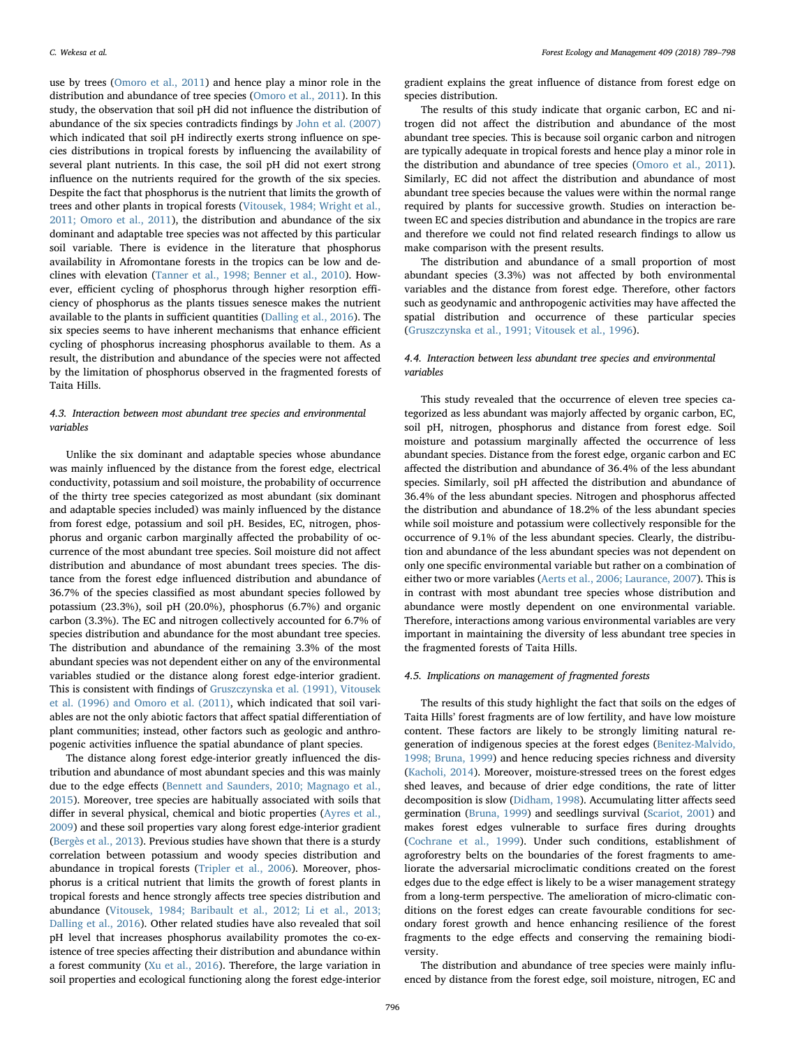use by trees (Omoro et al., 2011) and hence play a minor role in the distribution and abundance of tree species (Omoro et al., 2011). In this study, the observation that soil pH did not influence the distribution of abundance of the six species contradicts findings by John et al. (2007) which indicated that soil pH indirectly exerts strong influence on species distributions in tropical forests by influencing the availability of several plant nutrients. In this case, the soil pH did not exert strong influence on the nutrients required for the growth of the six species. Despite the fact that phosphorus is the nutrient that limits the growth of trees and other plants in tropical forests (Vitousek, 1984; Wright et al., 2011; Omoro et al., 2011), the distribution and abundance of the six dominant and adaptable tree species was not affected by this particular soil variable. There is evidence in the literature that phosphorus availability in Afromontane forests in the tropics can be low and declines with elevation (Tanner et al., 1998; Benner et al., 2010). However, efficient cycling of phosphorus through higher resorption efficiency of phosphorus as the plants tissues senesce makes the nutrient available to the plants in sufficient quantities (Dalling et al., 2016). The six species seems to have inherent mechanisms that enhance efficient cycling of phosphorus increasing phosphorus available to them. As a result, the distribution and abundance of the species were not affected by the limitation of phosphorus observed in the fragmented forests of Taita Hills.

### 4.3. Interaction between most abundant tree species and environmental variables

Unlike the six dominant and adaptable species whose abundance was mainly influenced by the distance from the forest edge, electrical conductivity, potassium and soil moisture, the probability of occurrence of the thirty tree species categorized as most abundant (six dominant and adaptable species included) was mainly influenced by the distance from forest edge, potassium and soil pH. Besides, EC, nitrogen, phosphorus and organic carbon marginally affected the probability of occurrence of the most abundant tree species. Soil moisture did not affect distribution and abundance of most abundant trees species. The distance from the forest edge influenced distribution and abundance of 36.7% of the species classified as most abundant species followed by potassium (23.3%), soil pH (20.0%), phosphorus (6.7%) and organic carbon (3.3%). The EC and nitrogen collectively accounted for 6.7% of species distribution and abundance for the most abundant tree species. The distribution and abundance of the remaining 3.3% of the most abundant species was not dependent either on any of the environmental variables studied or the distance along forest edge-interior gradient. This is consistent with findings of Gruszczynska et al. (1991), Vitousek et al. (1996) and Omoro et al. (2011), which indicated that soil variables are not the only abiotic factors that affect spatial differentiation of plant communities; instead, other factors such as geologic and anthropogenic activities influence the spatial abundance of plant species.

The distance along forest edge-interior greatly influenced the distribution and abundance of most abundant species and this was mainly due to the edge effects (Bennett and Saunders, 2010; Magnago et al., 2015). Moreover, tree species are habitually associated with soils that differ in several physical, chemical and biotic properties (Ayres et al., 2009) and these soil properties vary along forest edge-interior gradient (Bergès et al., 2013). Previous studies have shown that there is a sturdy correlation between potassium and woody species distribution and abundance in tropical forests (Tripler et al., 2006). Moreover, phosphorus is a critical nutrient that limits the growth of forest plants in tropical forests and hence strongly affects tree species distribution and abundance (Vitousek, 1984; Baribault et al., 2012; Li et al., 2013; Dalling et al., 2016). Other related studies have also revealed that soil pH level that increases phosphorus availability promotes the co-existence of tree species affecting their distribution and abundance within a forest community (Xu et al., 2016). Therefore, the large variation in soil properties and ecological functioning along the forest edge-interior gradient explains the great influence of distance from forest edge on species distribution.

The results of this study indicate that organic carbon, EC and nitrogen did not affect the distribution and abundance of the most abundant tree species. This is because soil organic carbon and nitrogen are typically adequate in tropical forests and hence play a minor role in the distribution and abundance of tree species (Omoro et al., 2011). Similarly, EC did not affect the distribution and abundance of most abundant tree species because the values were within the normal range required by plants for successive growth. Studies on interaction between EC and species distribution and abundance in the tropics are rare and therefore we could not find related research findings to allow us make comparison with the present results.

The distribution and abundance of a small proportion of most abundant species (3.3%) was not affected by both environmental variables and the distance from forest edge. Therefore, other factors such as geodynamic and anthropogenic activities may have affected the spatial distribution and occurrence of these particular species (Gruszczynska et al., 1991; Vitousek et al., 1996).

### 4.4. Interaction between less abundant tree species and environmental variables

This study revealed that the occurrence of eleven tree species categorized as less abundant was majorly affected by organic carbon, EC, soil pH, nitrogen, phosphorus and distance from forest edge. Soil moisture and potassium marginally affected the occurrence of less abundant species. Distance from the forest edge, organic carbon and EC affected the distribution and abundance of 36.4% of the less abundant species. Similarly, soil pH affected the distribution and abundance of 36.4% of the less abundant species. Nitrogen and phosphorus affected the distribution and abundance of 18.2% of the less abundant species while soil moisture and potassium were collectively responsible for the occurrence of 9.1% of the less abundant species. Clearly, the distribution and abundance of the less abundant species was not dependent on only one specific environmental variable but rather on a combination of either two or more variables (Aerts et al., 2006; Laurance, 2007). This is in contrast with most abundant tree species whose distribution and abundance were mostly dependent on one environmental variable. Therefore, interactions among various environmental variables are very important in maintaining the diversity of less abundant tree species in the fragmented forests of Taita Hills.

### 4.5. Implications on management of fragmented forests

The results of this study highlight the fact that soils on the edges of Taita Hills' forest fragments are of low fertility, and have low moisture content. These factors are likely to be strongly limiting natural regeneration of indigenous species at the forest edges (Benitez-Malvido, 1998; Bruna, 1999) and hence reducing species richness and diversity (Kacholi, 2014). Moreover, moisture-stressed trees on the forest edges shed leaves, and because of drier edge conditions, the rate of litter decomposition is slow (Didham, 1998). Accumulating litter affects seed germination (Bruna, 1999) and seedlings survival (Scariot, 2001) and makes forest edges vulnerable to surface fires during droughts (Cochrane et al., 1999). Under such conditions, establishment of agroforestry belts on the boundaries of the forest fragments to ameliorate the adversarial microclimatic conditions created on the forest edges due to the edge effect is likely to be a wiser management strategy from a long-term perspective. The amelioration of micro-climatic conditions on the forest edges can create favourable conditions for secondary forest growth and hence enhancing resilience of the forest fragments to the edge effects and conserving the remaining biodiversity.

The distribution and abundance of tree species were mainly influenced by distance from the forest edge, soil moisture, nitrogen, EC and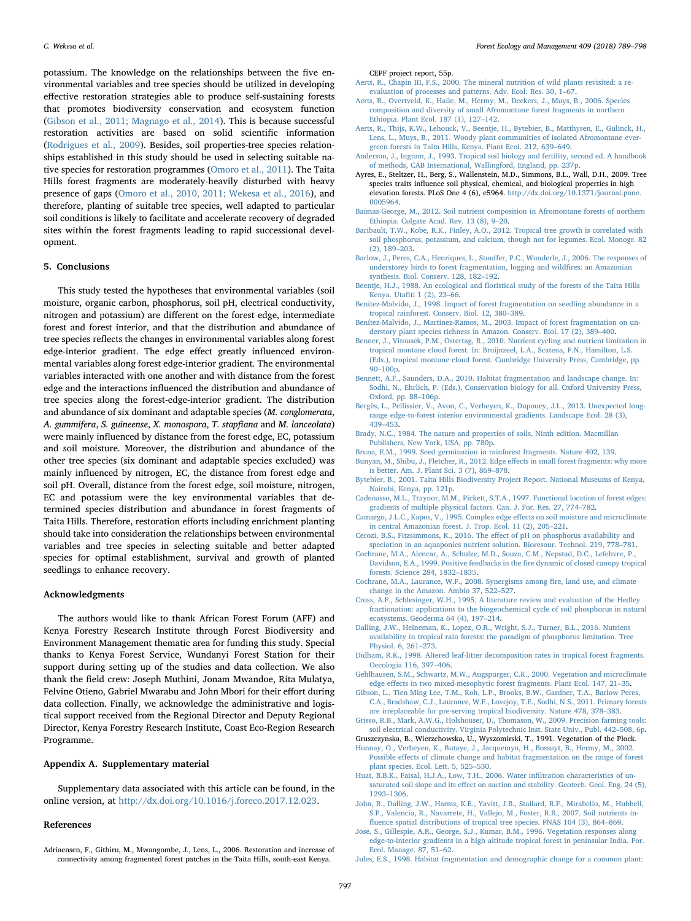potassium. The knowledge on the relationships between the five environmental variables and tree species should be utilized in developing effective restoration strategies able to produce self-sustaining forests that promotes biodiversity conservation and ecosystem function (Gibson et al., 2011; Magnago et al., 2014). This is because successful restoration activities are based on solid scientific information (Rodrigues et al., 2009). Besides, soil properties-tree species relationships established in this study should be used in selecting suitable native species for restoration programmes (Omoro et al., 2011). The Taita Hills forest fragments are moderately-heavily disturbed with heavy presence of gaps (Omoro et al., 2010, 2011; Wekesa et al., 2016), and therefore, planting of suitable tree species, well adapted to particular soil conditions is likely to facilitate and accelerate recovery of degraded sites within the forest fragments leading to rapid successional development.

## 5. Conclusions

This study tested the hypotheses that environmental variables (soil moisture, organic carbon, phosphorus, soil pH, electrical conductivity, nitrogen and potassium) are different on the forest edge, intermediate forest and forest interior, and that the distribution and abundance of tree species reflects the changes in environmental variables along forest edge-interior gradient. The edge effect greatly influenced environmental variables along forest edge-interior gradient. The environmental variables interacted with one another and with distance from the forest edge and the interactions influenced the distribution and abundance of tree species along the forest-edge-interior gradient. The distribution and abundance of six dominant and adaptable species (*M. conglomerata*, *A. gummifera*, *S. guineense*, *X. monospora*, *T. stapfiana* and *M. lanceolata*) were mainly influenced by distance from the forest edge, EC, potassium and soil moisture. Moreover, the distribution and abundance of the other tree species (six dominant and adaptable species excluded) was mainly influenced by nitrogen, EC, the distance from forest edge and soil pH. Overall, distance from the forest edge, soil moisture, nitrogen, EC and potassium were the key environmental variables that determined species distribution and abundance in forest fragments of Taita Hills. Therefore, restoration efforts including enrichment planting should take into consideration the relationships between environmental variables and tree species in selecting suitable and better adapted species for optimal establishment, survival and growth of planted seedlings to enhance recovery.

## Acknowledgments

The authors would like to thank African Forest Forum (AFF) and Kenya Forestry Research Institute through Forest Biodiversity and Environment Management thematic area for funding this study. Special thanks to Kenya Forest Service, Wundanyi Forest Station for their support during setting up of the studies and data collection. We also thank the field crew: Joseph Muthini, Jonam Mwandoe, Rita Mulatya, Felvine Otieno, Gabriel Mwarabu and John Mbori for their effort during data collection. Finally, we acknowledge the administrative and logistical support received from the Regional Director and Deputy Regional Director, Kenya Forestry Research Institute, Coast Eco-Region Research Programme.

## Appendix A. Supplementary material

Supplementary data associated with this article can be found, in the online version, at http://dx.doi.org/10.1016/j.foreco.2017.12.023.

## References

Adriaensen, F., Githiru, M., Mwangombe, J., Lens, L., 2006. Restoration and increase of connectivity among fragmented forest patches in the Taita Hills, south-east Kenya. CEPF project report, 55p.

Aerts, R., Chapin III, F.S., 2000. The mineral nutrition of wild plants revisited: a re-evaluation of processes and patterns. Adv. Ecol. Res. 30, 1–67.

Aerts, R., Overtveld, K., Haile, M., Hermy, M., Deckers, J., Muys, B., 2006. Species composition and diversity of small Afromontane forest fragments in northern Ethiopia. Plant Ecol. 187 (1), 127–142.

Aerts, R., Thijs, K.W., Lehouck, V., Beentje, H., Bytebier, B., Matthysen, E., Gulinck, H., Lens, L., Muys, B., 2011. Woody plant communities of isolated Afromontane evergreen forests in Taita Hills, Kenya. Plant Ecol. 212, 639–649.

Anderson, J., Ingram, J., 1993. Tropical soil biology and fertility, second ed. A handbook of methods, CAB International, Wallingford, England, pp. 237p.

Ayres, E., Steltzer, H., Berg, S., Wallenstein, M.D., Simmons, B.L., Wall, D.H., 2009. Tree species traits influence soil physical, chemical, and biological properties in high elevation forests. PLoS One 4 (6), e5964. http://dx.doi.org/10.1371/journal.pone.0005964.

Baimas-George, M., 2012. Soil nutrient composition in Afromontane forests of northern Ethiopia. Colgate Acad. Rev. 13 (8), 9–20.

Baribault, T.W., Kobe, R.K., Finley, A.O., 2012. Tropical tree growth is correlated with soil phosphorus, potassium, and calcium, though not for legumes. Ecol. Monogr. 82 (2), 189–203.

Barlow, J., Peres, C.A., Henriques, L., Stouffer, P.C., Wunderle, J., 2006. The responses of understorey birds to forest fragmentation, logging and wildfires: an Amazonian synthesis. Biol. Conserv. 128, 182–192.

Beentje, H.J., 1988. An ecological and floristical study of the forests of the Taita Hills Kenya. Utafiti 1 (2), 23–66.

Benitez-Malvido, J., 1998. Impact of forest fragmentation on seedling abundance in a tropical rainforest. Conserv. Biol. 12, 380–389.

Benítez-Malvido, J., Martínez-Ramos, M., 2003. Impact of forest fragmentation on understory plant species richness in Amazon. Conserv. Biol. 17 (2), 389–400.

Benner, J., Vitousek, P.M., Ostertag, R., 2010. Nutrient cycling and nutrient limitation in tropical montane cloud forest. In: Bruijnzeel, L.A., Scatena, F.N., Hamilton, L.S. (Eds.), tropical montane cloud forest. Cambridge University Press, Cambridge, pp. 90–100p.

Bennett, A.F., Saunders, D.A., 2010. Habitat fragmentation and landscape change. In: Sodhi, N., Ehrlich, P. (Eds.), Conservation biology for all. Oxford University Press, Oxford, pp. 88–106p.

Bergès, L., Pellissier, V., Avon, C., Verheyen, K., Dupouey, J.L., 2013. Unexpected long-range edge-to-forest interior environmental gradients. Landscape Ecol. 28 (3), 439–453.

Brady, N.C., 1984. The nature and properties of soils, Ninth edition. Macmillan Publishers, New York, USA, pp. 780p.

Bruna, E.M., 1999. Seed germination in rainforest fragments. Nature 402, 139.

Bunyan, M., Shibu, J., Fletcher, R., 2012. Edge effects in small forest fragments: why more is better. Am. J. Plant Sci. 3 (7), 869–878.

Bytebier, B., 2001. Taita Hills Biodiversity Project Report. National Museums of Kenya, Nairobi, Kenya, pp. 121p.

Cadenasso, M.L., Traynor, M.M., Pickett, S.T.A., 1997. Functional location of forest edges: gradients of multiple physical factors. Can. J. For. Res. 27, 774–782.

Camargo, J.L.C., Kapos, V., 1995. Complex edge effects on soil moisture and microclimate in central Amazonian forest. J. Trop. Ecol. 11 (2), 205–221.

Cerozi, B.S., Fitzsimmons, K., 2016. The effect of pH on phosphorus availability and speciation in an aquaponics nutrient solution. Bioresour. Technol. 219, 778–781.

Cochrane, M.A., Alencar, A., Schulze, M.D., Souza, C.M., Nepstad, D.C., Lefebvre, P., Davidson, E.A., 1999. Positive feedbacks in the fire dynamic of closed canopy tropical forests. Science 284, 1832–1835.

Cochrane, M.A., Laurance, W.F., 2008. Synergisms among fire, land use, and climate change in the Amazon. Ambio 37, 522–527.

Cross, A.F., Schlesinger, W.H., 1995. A literature review and evaluation of the Hedley fractionation: applications to the biogeochemical cycle of soil phosphorus in natural ecosystems. Geoderma 64 (4), 197–214.

Dalling, J.W., Heineman, K., Lopez, O.R., Wright, S.J., Turner, B.L., 2016. Nutrient availability in tropical rain forests: the paradigm of phosphorus limitation. Tree Physiol. 6, 261–273.

Didham, R.K., 1998. Altered leaf-litter decomposition rates in tropical forest fragments. Oecologia 116, 397–406.

Gehlhausen, S.M., Schwartz, M.W., Augspurger, C.K., 2000. Vegetation and microclimate edge effects in two mixed-mesophytic forest fragments. Plant Ecol. 147, 21–35.

Gibson, L., Tien Ming Lee, T.M., Koh, L.P., Brooks, B.W., Gardner, T.A., Barlow Peres, C.A., Bradshaw, C.J., Laurance, W.F., Lovejoy, T.E., Sodhi, N.S., 2011. Primary forests are irreplaceable for pre-serving tropical biodiversity. Nature 478, 378–383.

Grisso, R.B., Mark, A.W.G., Holshouser, D., Thomason, W., 2009. Precision farming tools: soil electrical conductivity. Virginia Polytechnic Inst. State Univ., Publ. 442–508, 6p.

Gruszczynska, B., Wierzchowska, U., Wyszomirski, T., 1991. Vegetation of the Plock.

Honnay, O., Verheyen, K., Butaye, J., Jacquemyn, H., Bossuyt, B., Hermy, M., 2002. Possible effects of climate change and habitat fragmentation on the range of forest plant species. Ecol. Lett. 5, 525–530.

Huat, B.B.K., Faisal, H.J.A., Low, T.H., 2006. Water infiltration characteristics of unsaturated soil slope and its effect on suction and stability. Geotech. Geol. Eng. 24 (5), 1293–1306.

John, R., Dalling, J.W., Harms, K.E., Yavitt, J.B., Stallard, R.F., Mirabello, M., Hubbell, S.P., Valencia, R., Navarrete, H., Vallejo, M., Foster, R.B., 2007. Soil nutrients influence spatial distributions of tropical tree species. PNAS 104 (3), 864–869.

Jose, S., Gillespie, A.R., George, S.J., Kumar, B.M., 1996. Vegetation responses along edge-to-interior gradients in a high altitude tropical forest in peninsular India. For. Ecol. Manage. 87, 51–62.

Jules, E.S., 1998. Habitat fragmentation and demographic change for a common plant: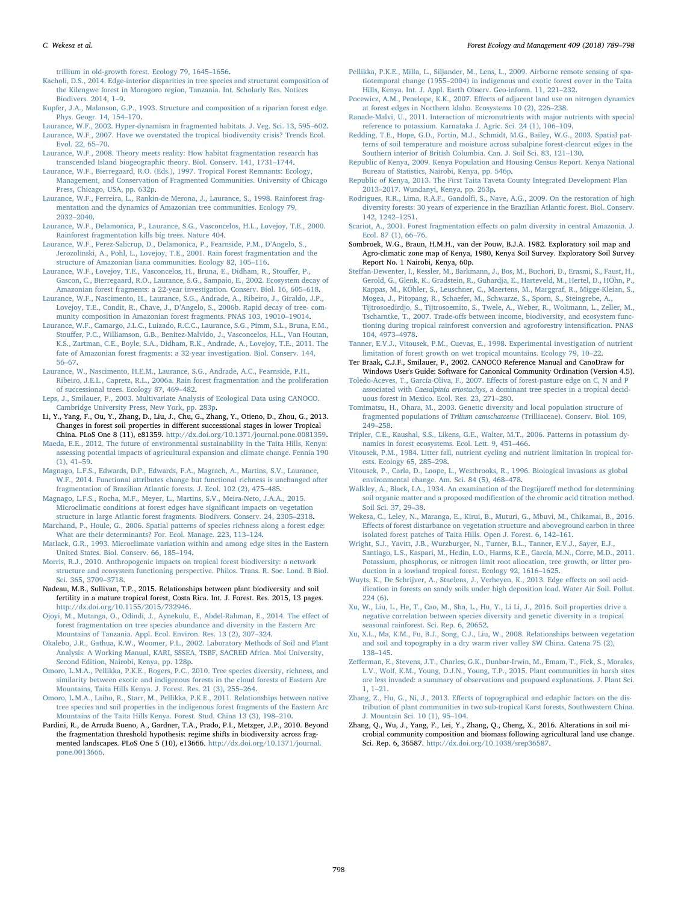trillium in old-growth forest. Ecology 79, 1645–1656.

Kacholi, D.S., 2014. Edge-interior disparities in tree species and structural composition of the Kilengwe forest in Morogoro region, Tanzania. Int. Scholarly Res. Notices Biodivers. 2014, 1–9.

Kupfer, J.A., Malanson, G.P., 1993. Structure and composition of a riparian forest edge. Phys. Geogr. 14, 154–170.

Laurance, W.F., 2002. Hyper-dynamism in fragmented habitats. J. Veg. Sci. 13, 595–602.

Laurance, W.F., 2007. Have we overstated the tropical biodiversity crisis? Trends Ecol. Evol. 22, 65–70.

Laurance, W.F., 2008. Theory meets reality: How habitat fragmentation research has transcended Island biogeographic theory. Biol. Conserv. 141, 1731–1744.

Laurance, W.F., Bierregaard, R.O. (Eds.), 1997. Tropical Forest Remnants: Ecology, Management, and Conservation of Fragmented Communities. University of Chicago Press, Chicago, USA, pp. 632p.

Laurance, W.F., Ferreira, L., Rankin-de Merona, J., Laurance, S., 1998. Rainforest fragmentation and the dynamics of Amazonian tree communities. Ecology 79, 2032–2040.

Laurance, W.F., Delamonica, P., Laurance, S.G., Vasconcelos, H.L., Lovejoy, T.E., 2000. Rainforest fragmentation kills big trees. Nature 404.

Laurance, W.F., Perez-Salicrup, D., Delamonica, P., Fearnside, P.M., D'Angelo, S., Jerozolinski, A., Pohl, L., Lovejoy, T.E., 2001. Rain forest fragmentation and the structure of Amazonian liana communities. Ecology 82, 105–116.

Laurance, W.F., Lovejoy, T.E., Vasconcelos, H., Bruna, E., Didham, R., Stouffer, P., Gascon, C., Bierregaard, R.O., Laurance, S.G., Sampaio, E., 2002. Ecosystem decay of Amazonian forest fragments: a 22-year investigation. Conserv. Biol. 16, 605–618.

Laurance, W.F., Nascimento, H., Laurance, S.G., Andrade, A., Ribeiro, J., Giraldo, J.P., Lovejoy, T.E., Condit, R., Chave, J., D'Angelo, S., 2006b. Rapid decay of tree- community composition in Amazonian forest fragments. PNAS 103, 19010–19014.

Laurance, W.F., Camargo, J.L.C., Luizado, R.C.C., Laurance, S.G., Pimm, S.L., Bruna, E.M., Stouffer, P.C., Williamson, G.B., Benitez-Malvido, J., Vasconcelos, H.L., Van Houtan, K.S., Zartman, C.E., Boyle, S.A., Didham, R.K., Andrade, A., Lovejoy, T.E., 2011. The fate of Amazonian forest fragments: a 32-year investigation. Biol. Conserv. 144, 56–67.

Laurance, W., Nascimento, H.E.M., Laurance, S.G., Andrade, A.C., Fearnside, P.H., Ribeiro, J.E.L., Capretz, R.L., 2006a. Rain forest fragmentation and the proliferation of successional trees. Ecology 87, 469–482.

Leps, J., Smilauer, P., 2003. Multivariate Analysis of Ecological Data using CANOCO. Cambridge University Press, New York, pp. 283p.

Li, Y., Yang, F., Ou, Y., Zhang, D., Liu, J., Chu, G., Zhang, Y., Otieno, D., Zhou, G., 2013. Changes in forest soil properties in different successional stages in lower Tropical China. PLoS One 8 (11), e81359. http://dx.doi.org/10.1371/journal.pone.0081359.

Maeda, E.E., 2012. The future of environmental sustainability in the Taita Hills, Kenya: assessing potential impacts of agricultural expansion and climate change. Fennia 190 (1), 41–59.

Magnago, L.F.S., Edwards, D.P., Edwards, F.A., Magrach, A., Martins, S.V., Laurance, W.F., 2014. Functional attributes change but functional richness is unchanged after fragmentation of Brazilian Atlantic forests. J. Ecol. 102 (2), 475–485.

Magnago, L.F.S., Rocha, M.F., Meyer, L., Martins, S.V., Meira-Neto, J.A.A., 2015. Microclimatic conditions at forest edges have significant impacts on vegetation structure in large Atlantic forest fragments. Biodivers. Conserv. 24, 2305–2318.

Marchand, P., Houle, G., 2006. Spatial patterns of species richness along a forest edge: What are their determinants? For. Ecol. Manage. 223, 113–124.

Matlack, G.R., 1993. Microclimate variation within and among edge sites in the Eastern United States. Biol. Conserv. 66, 185–194.

Morris, R.J., 2010. Anthropogenic impacts on tropical forest biodiversity: a network structure and ecosystem functioning perspective. Philos. Trans. R. Soc. Lond. B Biol. Sci. 365, 3709–3718.

Nadeau, M.B., Sullivan, T.P., 2015. Relationships between plant biodiversity and soil fertility in a mature tropical forest, Costa Rica. Int. J. Forest. Res. 2015, 13 pages. http://dx.doi.org/10.1155/2015/732946.

Ojoyi, M., Mutanga, O., Odindi, J., Aynekulu, E., Abdel-Rahman, E., 2014. The effect of forest fragmentation on tree species abundance and diversity in the Eastern Arc Mountains of Tanzania. Appl. Ecol. Environ. Res. 13 (2), 307–324.

Okalebo, J.R., Gathua, K.W., Woomer, P.L., 2002. Laboratory Methods of Soil and Plant Analysis: A Working Manual, KARI, SSSEA, TSBF, SACRED Africa. Moi University, Second Edition, Nairobi, Kenya, pp. 128p.

Omoro, L.M.A., Pellikka, P.K.E., Rogers, P.C., 2010. Tree species diversity, richness, and similarity between exotic and indigenous forests in the cloud forests of Eastern Arc Mountains, Taita Hills Kenya. J. Forest. Res. 21 (3), 255–264.

Omoro, L.M.A., Laiho, R., Starr, M., Pellikka, P.K.E., 2011. Relationships between native tree species and soil properties in the indigenous forest fragments of the Eastern Arc Mountains of the Taita Hills Kenya. Forest. Stud. China 13 (3), 198–210.

Pardini, R., de Arruda Bueno, A., Gardner, T.A., Prado, P.I., Metzger, J.P., 2010. Beyond the fragmentation threshold hypothesis: regime shifts in biodiversity across fragmented landscapes. PLoS One 5 (10), e13666. http://dx.doi.org/10.1371/journal.pone.0013666.

Pellikka, P.K.E., Milla, L., Siljander, M., Lens, L., 2009. Airborne remote sensing of spatiotemporal change (1955–2004) in indigenous and exotic forest cover in the Taita Hills, Kenya. Int. J. Appl. Earth Observ. Geo-inform. 11, 221–232.

Pocewicz, A.M., Penelope, K.K., 2007. Effects of adjacent land use on nitrogen dynamics at forest edges in Northern Idaho. Ecosystems 10 (2), 226–238.

Ranade-Malvi, U., 2011. Interaction of micronutrients with major nutrients with special reference to potassium. Karnataka J. Agric. Sci. 24 (1), 106–109.

Redding, T.E., Hope, G.D., Fortin, M.J., Schmidt, M.G., Bailey, W.G., 2003. Spatial patterns of soil temperature and moisture across subalpine forest-clearcut edges in the Southern interior of British Columbia. Can. J. Soil Sci. 83, 121–130.

Republic of Kenya, 2009. Kenya Population and Housing Census Report. Kenya National Bureau of Statistics, Nairobi, Kenya, pp. 546p.

Republic of Kenya, 2013. The First Taita Taveta County Integrated Development Plan 2013–2017. Wundanyi, Kenya, pp. 263p.

Rodrigues, R.R., Lima, R.A.F., Gandolfi, S., Nave, A.G., 2009. On the restoration of high diversity forests: 30 years of experience in the Brazilian Atlantic forest. Biol. Conserv. 142, 1242–1251.

Scariot, A., 2001. Forest fragmentation effects on palm diversity in central Amazonia. J. Ecol. 87 (1), 66–76.

Sombroek, W.G., Braun, H.M.H., van der Pouw, B.J.A. 1982. Exploratory soil map and Agro-climatic zone map of Kenya, 1980, Kenya Soil Survey. Exploratory Soil Survey Report No. 1 Nairobi, Kenya, 60p.

Steffan-Dewenter, I., Kessler, M., Barkmann, J., Bos, M., Buchori, D., Erasmi, S., Faust, H., Gerold, G., Glenk, K., Gradstein, R., Guhardja, E., Harteveld, M., Hertel, D., HÖhn, P., Kappas, M., KÖhler, S., Leuschner, C., Maertens, M., Marggraf, R., Migge-Kleian, S., Mogea, J., Pitopang, R., Schaefer, M., Schwarze, S., Sporn, S., Steingrebe, A., Tijtrosoedirdjo, S., Tijtrosoemito, S., Twele, A., Weber, R., Woltmann, L., Zeller, M., Tscharntke, T., 2007. Trade-offs between income, biodiversity, and ecosystem functioning during tropical rainforest conversion and agroforestry intensification. PNAS 104, 4973–4978.

Tanner, E.V.J., Vitousek, P.M., Cuevas, E., 1998. Experimental investigation of nutrient limitation of forest growth on wet tropical mountains. Ecology 79, 10–22.

Ter Braak, C.J.F., Smilauer, P., 2002. CANOCO Reference Manual and CanoDraw for Windows User's Guide: Software for Canonical Community Ordination (Version 4.5).

Toledo-Aceves, T., García-Oliva, F., 2007. Effects of forest-pasture edge on C, N and P associated with *Caesalpinia eriostachys*, a dominant tree species in a tropical deciduous forest in Mexico. Ecol. Res. 23, 271–280.

Tomimatsu, H., Ohara, M., 2003. Genetic diversity and local population structure of fragmented populations of *Trilium camschatcense* (Trilliaceae). Conserv. Biol. 109, 249–258.

Tripler, C.E., Kaushal, S.S., Likens, G.E., Walter, M.T., 2006. Patterns in potassium dynamics in forest ecosystems. Ecol. Lett. 9, 451–466.

Vitousek, P.M., 1984. Litter fall, nutrient cycling and nutrient limitation in tropical forests. Ecology 65, 285–298.

Vitousek, P.M., Carla, D., Loope, L., Westbrooks, R., 1996. Biological invasions as global environmental change. Am. Sci. 84 (5), 468–478.

Walkley, A., Black, I.A., 1934. An examination of the Degtijareff method for determining soil organic matter and a proposed modification of the chromic acid titration method. Soil Sci. 37, 29–38.

Wekesa, C., Leley, N., Maranga, E., Kirui, B., Muturi, G., Mbuvi, M., Chikamai, B., 2016. Effects of forest disturbance on vegetation structure and aboveground carbon in three isolated forest patches of Taita Hills. Open J. Forest. 6, 142–161.

Wright, S.J., Yavitt, J.B., Wurzburger, N., Turner, B.L., Tanner, E.V.J., Sayer, E.J., Santiago, L.S., Kaspari, M., Hedin, L.O., Harms, K.E., Garcia, M.N., Corre, M.D., 2011. Potassium, phosphorus, or nitrogen limit root allocation, tree growth, or litter production in a lowland tropical forest. Ecology 92, 1616–1625.

Wuyts, K., De Schrijver, A., Staelens, J., Verheyen, K., 2013. Edge effects on soil acidification in forests on sandy soils under high deposition load. Water Air Soil. Pollut. 224 (6).

Xu, W., Liu, L., He, T., Cao, M., Sha, L., Hu, Y., Li Li, J., 2016. Soil properties drive a negative correlation between species diversity and genetic diversity in a tropical seasonal rainforest. Sci. Rep. 6, 20652.

Xu, X.L., Ma, K.M., Fu, B.J., Song, C.J., Liu, W., 2008. Relationships between vegetation and soil and topography in a dry warm river valley SW China. Catena 75 (2), 138–145.

Zefferman, E., Stevens, J.T., Charles, G.K., Dunbar-Irwin, M., Emam, T., Fick, S., Morales, L.V., Wolf, K.M., Young, D.J.N., Young, T.P., 2015. Plant communities in harsh sites are less invaded: a summary of observations and proposed explanations. J. Plant Sci. 1, 1–21.

Zhang, Z., Hu, G., Ni, J., 2013. Effects of topographical and edaphic factors on the distribution of plant communities in two sub-tropical Karst forests, Southwestern China. J. Mountain Sci. 10 (1), 95–104.

Zhang, Q., Wu, J., Yang, F., Lei, Y., Zhang, Q., Cheng, X., 2016. Alterations in soil microbial community composition and biomass following agricultural land use change. Sci. Rep. 6, 36587. http://dx.doi.org/10.1038/srep36587.